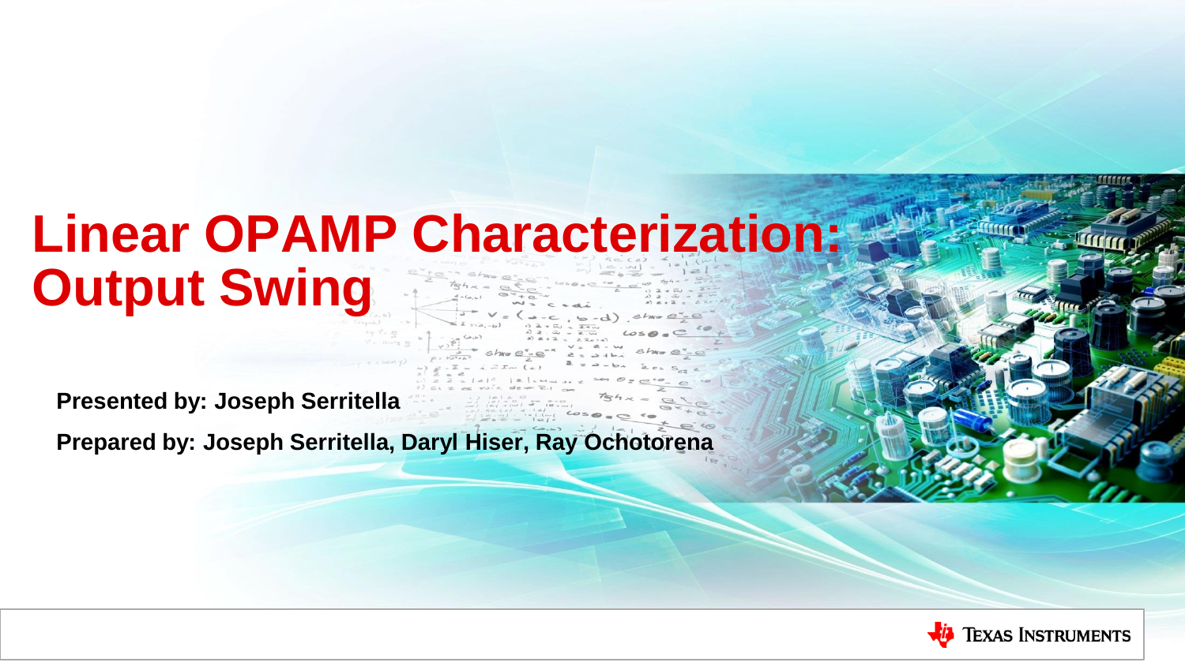# Linear OPAMP Characterization: Output Swing

**Presented by: Joseph Serritella**

**Prepared by: Joseph Serritella, Daryl Hiser, Ray Ochotorena**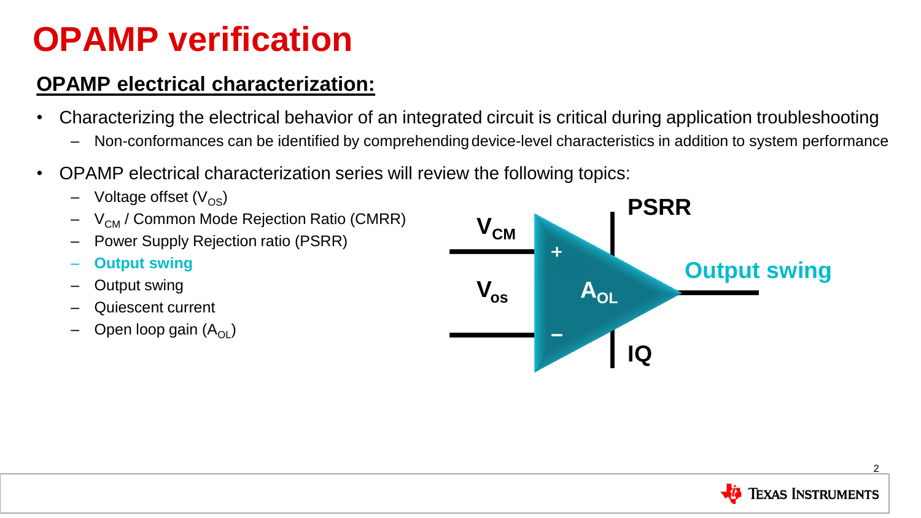# OPAMP verification

## OPAMP electrical characterization:

- Characterizing the electrical behavior of an integrated circuit is critical during application troubleshooting
  - Non-conformances can be identified by comprehending device-level characteristics in addition to system performance
- OPAMP electrical characterization series will review the following topics:
  - Voltage offset ($V_{OS}$)
  - $V_{CM}$ / Common Mode Rejection Ratio (CMRR)
  - Power Supply Rejection ratio (PSRR)
  - **Output swing**
  - Output swing
  - Quiescent current
  - Open loop gain ($A_{OL}$)

$V_{CM}$

$V_{os}$

PSRR

$A_{OL}$

**Output swing**

IQ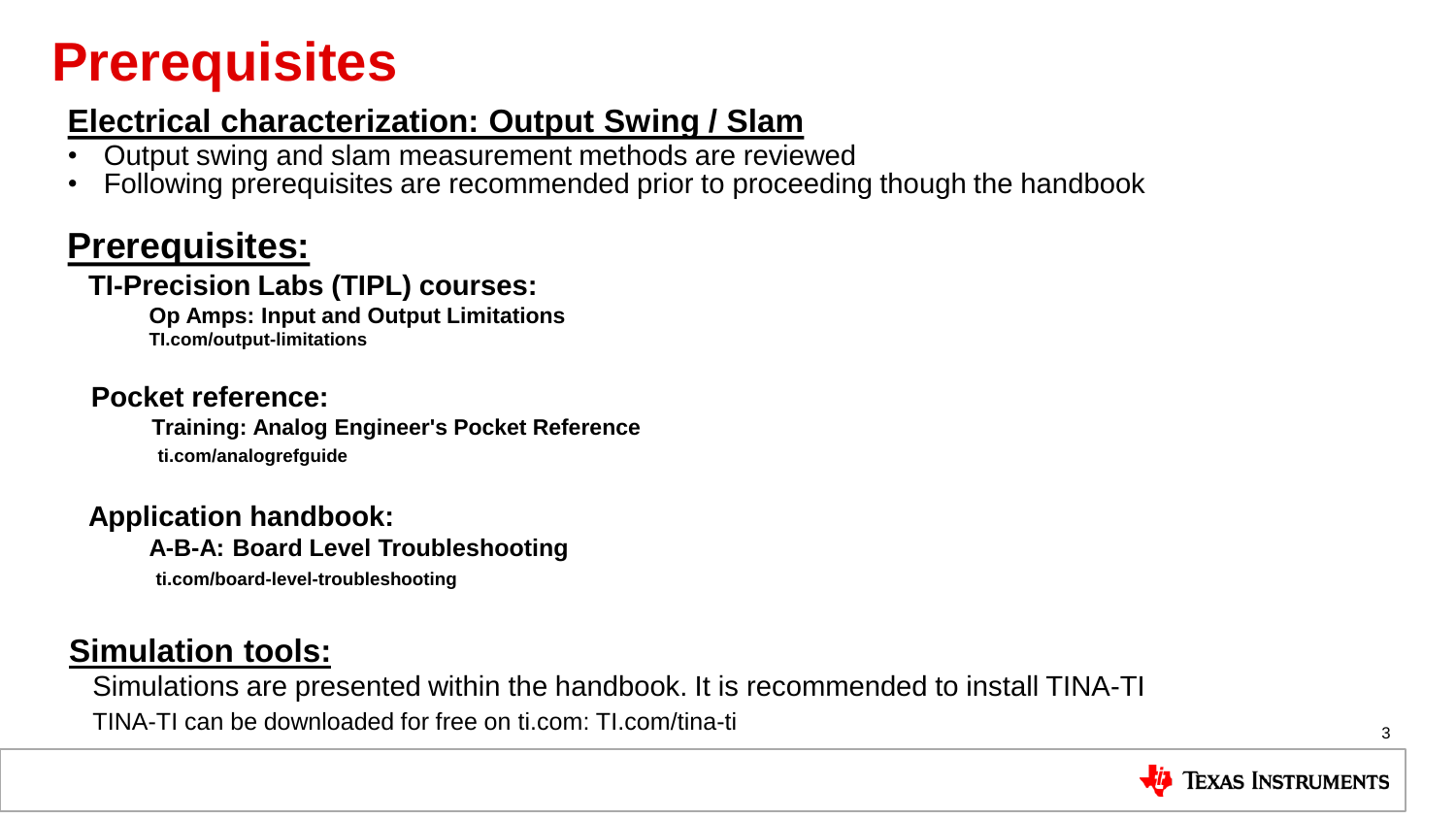# Prerequisites

## Electrical characterization: Output Swing / Slam

- Output swing and slam measurement methods are reviewed
- Following prerequisites are recommended prior to proceeding though the handbook

## Prerequisites:

**TI-Precision Labs (TIPL) courses:**

**Op Amps: Input and Output Limitations**
**TI.com/output-limitations**

**Pocket reference:**

**Training: Analog Engineer's Pocket Reference**
**ti.com/analogrefguide**

**Application handbook:**

**A-B-A: Board Level Troubleshooting**
**ti.com/board-level-troubleshooting**

## Simulation tools:

Simulations are presented within the handbook. It is recommended to install TINA-TI

TINA-TI can be downloaded for free on ti.com: TI.com/tina-ti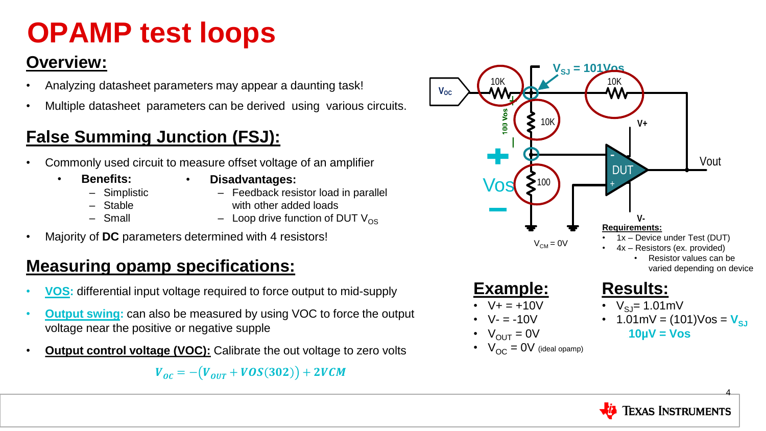# OPAMP test loops

## Overview:

- Analyzing datasheet parameters may appear a daunting task!
- Multiple datasheet parameters can be derived using various circuits.

## False Summing Junction (FSJ):

- Commonly used circuit to measure offset voltage of an amplifier
  - **Benefits:**
    - Simplistic
    - Stable
    - Small
  - **Disadvantages:**
    - Feedback resistor load in parallel with other added loads
    - Loop drive function of DUT $V_{OS}$
- Majority of **DC** parameters determined with 4 resistors!

## Measuring opamp specifications:

- **VOS:** differential input voltage required to force output to mid-supply
- **Output swing:** can also be measured by using VOC to force the output voltage near the positive or negative supple
- **Output control voltage (VOC):** Calibrate the out voltage to zero volts

$$V_{OC} = -(V_{OUT} + VOS(302)) + 2VCM$$

$V_{SJ} = 101V_{OS}$

$V_{CM} = 0V$

**Requirements:**

- 1x – Device under Test (DUT)
- 4x – Resistors (ex. provided)
  - Resistor values can be varied depending on device

## Example:

- V+ = +10V
- V- = -10V
- $V_{OUT}$ = 0V
- $V_{OC}$ = 0V (ideal opamp)

## Results:

- $V_{SJ}$= 1.01mV
- 1.01mV = (101)Vos = $V_{SJ}$

  **10µV = Vos**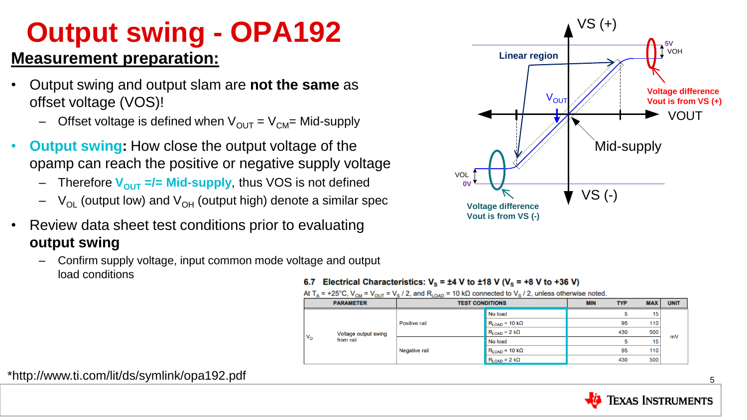# Output swing - OPA192

## Measurement preparation:

- Output swing and output slam are **not the same** as offset voltage (VOS)!
  - Offset voltage is defined when $V_{OUT} = V_{CM}$= Mid-supply
- **Output swing:** How close the output voltage of the opamp can reach the positive or negative supply voltage
  - Therefore $V_{OUT}$ =/= Mid-supply, thus VOS is not defined
  - $V_{OL}$ (output low) and $V_{OH}$ (output high) denote a similar spec
- Review data sheet test conditions prior to evaluating **output swing**
  - Confirm supply voltage, input common mode voltage and output load conditions

VS (+)

5V

VOH

Linear region

$V_{OUT}$

Voltage difference Vout is from VS (+)

VOUT

Mid-supply

VOL

0V

VS (-)

Voltage difference Vout is from VS (-)

**6.7 Electrical Characteristics: $V_S$ = ±4 V to ±18 V ($V_S$ = +8 V to +36 V)**

At $T_A$ = +25°C, $V_{CM}$ = $V_{OUT}$ = $V_S$ / 2, and $R_{LOAD}$ = 10 kΩ connected to $V_S$ / 2, unless otherwise noted.

| PARAMETER | | TEST CONDITIONS | | MIN | TYP | MAX | UNIT |
|---|---|---|---|---|---|---|---|
| $V_O$ | Voltage output swing from rail | Positive rail | No load | | 5 | 15 | mV |
| | | | $R_{LOAD}$ = 10 kΩ | | 95 | 110 | |
| | | | $R_{LOAD}$ = 2 kΩ | | 430 | 500 | |
| | | Negative rail | No load | | 5 | 15 | |
| | | | $R_{LOAD}$ = 10 kΩ | | 95 | 110 | |
| | | | $R_{LOAD}$ = 2 kΩ | | 430 | 500 | |

*http://www.ti.com/lit/ds/symlink/opa192.pdf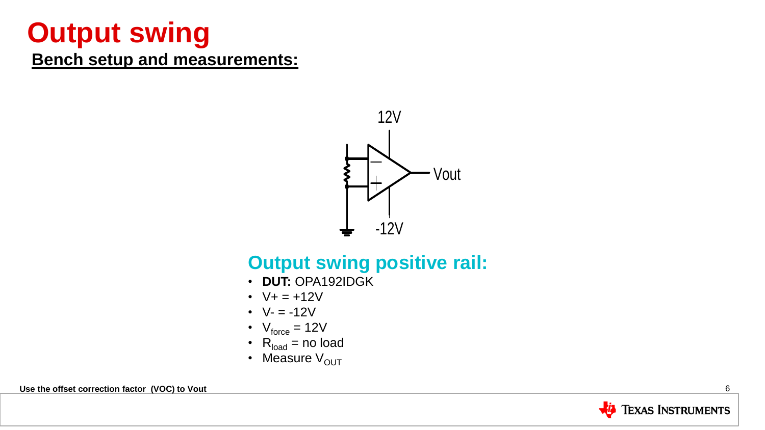# Output swing

## Bench setup and measurements:

12V

Vout

-12V

### Output swing positive rail:

- **DUT:** OPA192IDGK
- V+ = +12V
- V- = -12V
- $V_{force}$ = 12V
- $R_{load}$ = no load
- Measure $V_{OUT}$

**Use the offset correction factor (VOC) to Vout**